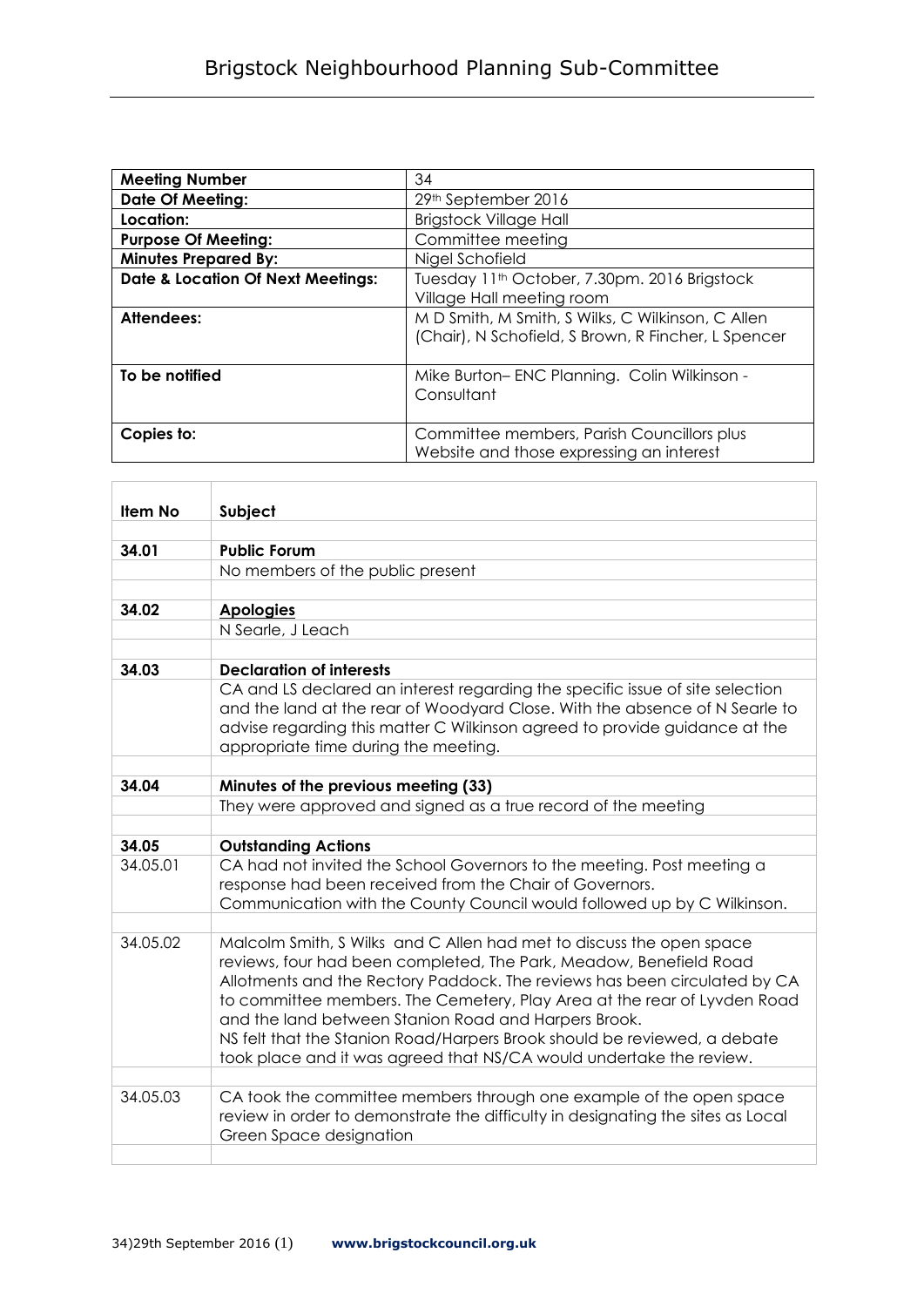# Brigstock Neighbourhood Planning Sub-Committee

| **Meeting Number** | 34 |
|---|---|
| **Date Of Meeting:** | 29th September 2016 |
| **Location:** | Brigstock Village Hall |
| **Purpose Of Meeting:** | Committee meeting |
| **Minutes Prepared By:** | Nigel Schofield |
| **Date & Location Of Next Meetings:** | Tuesday 11th October, 7.30pm. 2016 Brigstock Village Hall meeting room |
| **Attendees:** | M D Smith, M Smith, S Wilks, C Wilkinson, C Allen (Chair), N Schofield, S Brown, R Fincher, L Spencer |
| **To be notified** | Mike Burton– ENC Planning. Colin Wilkinson - Consultant |
| **Copies to:** | Committee members, Parish Councillors plus Website and those expressing an interest |

| **Item No** | **Subject** |
|---|---|
| **34.01** | **Public Forum** |
| | No members of the public present |
| **34.02** | **Apologies** |
| | N Searle, J Leach |
| **34.03** | **Declaration of interests** |
| | CA and LS declared an interest regarding the specific issue of site selection and the land at the rear of Woodyard Close. With the absence of N Searle to advise regarding this matter C Wilkinson agreed to provide guidance at the appropriate time during the meeting. |
| **34.04** | **Minutes of the previous meeting (33)** |
| | They were approved and signed as a true record of the meeting |
| **34.05** | **Outstanding Actions** |
| 34.05.01 | CA had not invited the School Governors to the meeting. Post meeting a response had been received from the Chair of Governors. Communication with the County Council would followed up by C Wilkinson. |
| 34.05.02 | Malcolm Smith, S Wilks and C Allen had met to discuss the open space reviews, four had been completed, The Park, Meadow, Benefield Road Allotments and the Rectory Paddock. The reviews has been circulated by CA to committee members. The Cemetery, Play Area at the rear of Lyvden Road and the land between Stanion Road and Harpers Brook. NS felt that the Stanion Road/Harpers Brook should be reviewed, a debate took place and it was agreed that NS/CA would undertake the review. |
| 34.05.03 | CA took the committee members through one example of the open space review in order to demonstrate the difficulty in designating the sites as Local Green Space designation |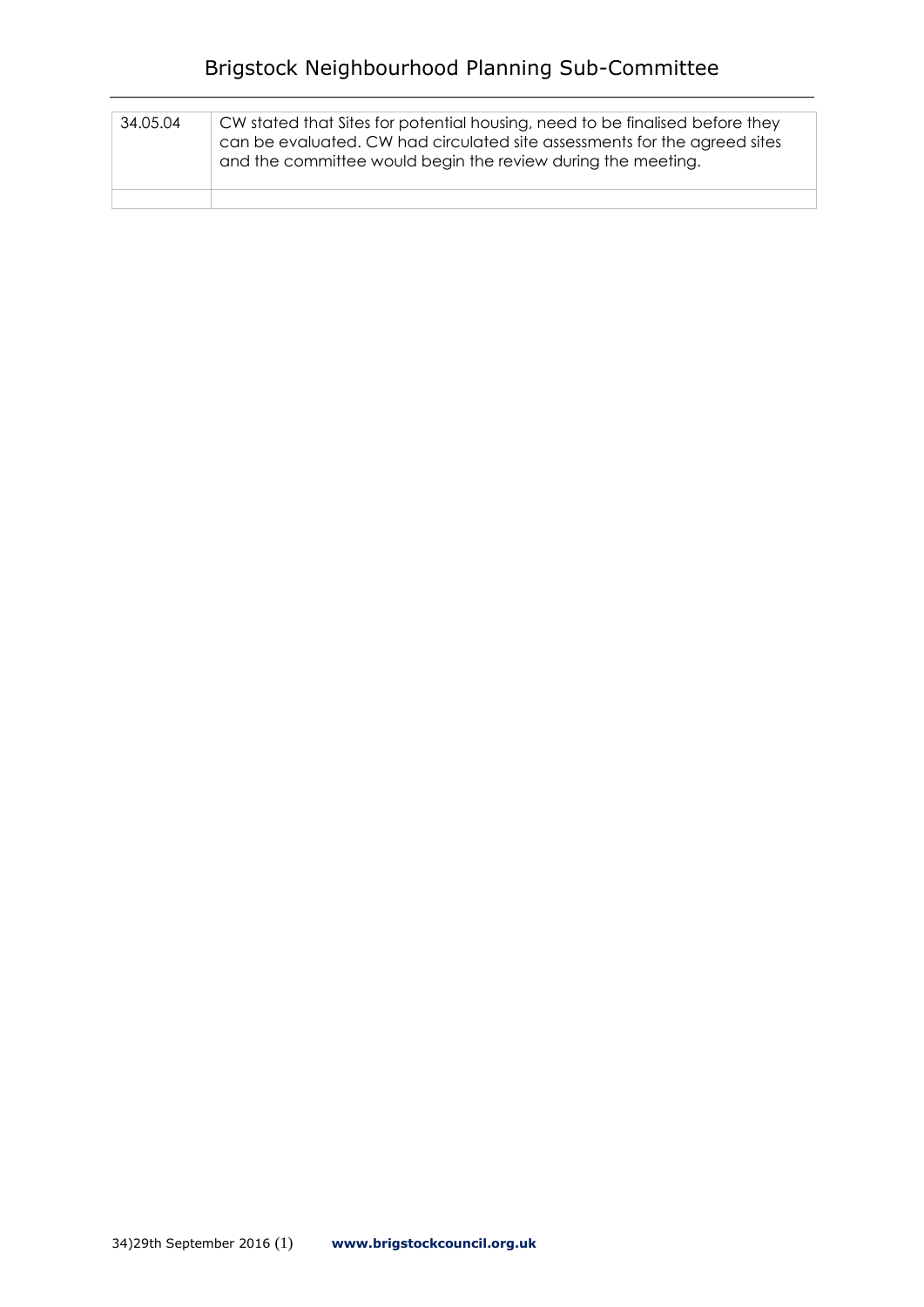| 34.05.04 | CW stated that Sites for potential housing, need to be finalised before they can be evaluated. CW had circulated site assessments for the agreed sites and the committee would begin the review during the meeting. |
|---|---|
| | |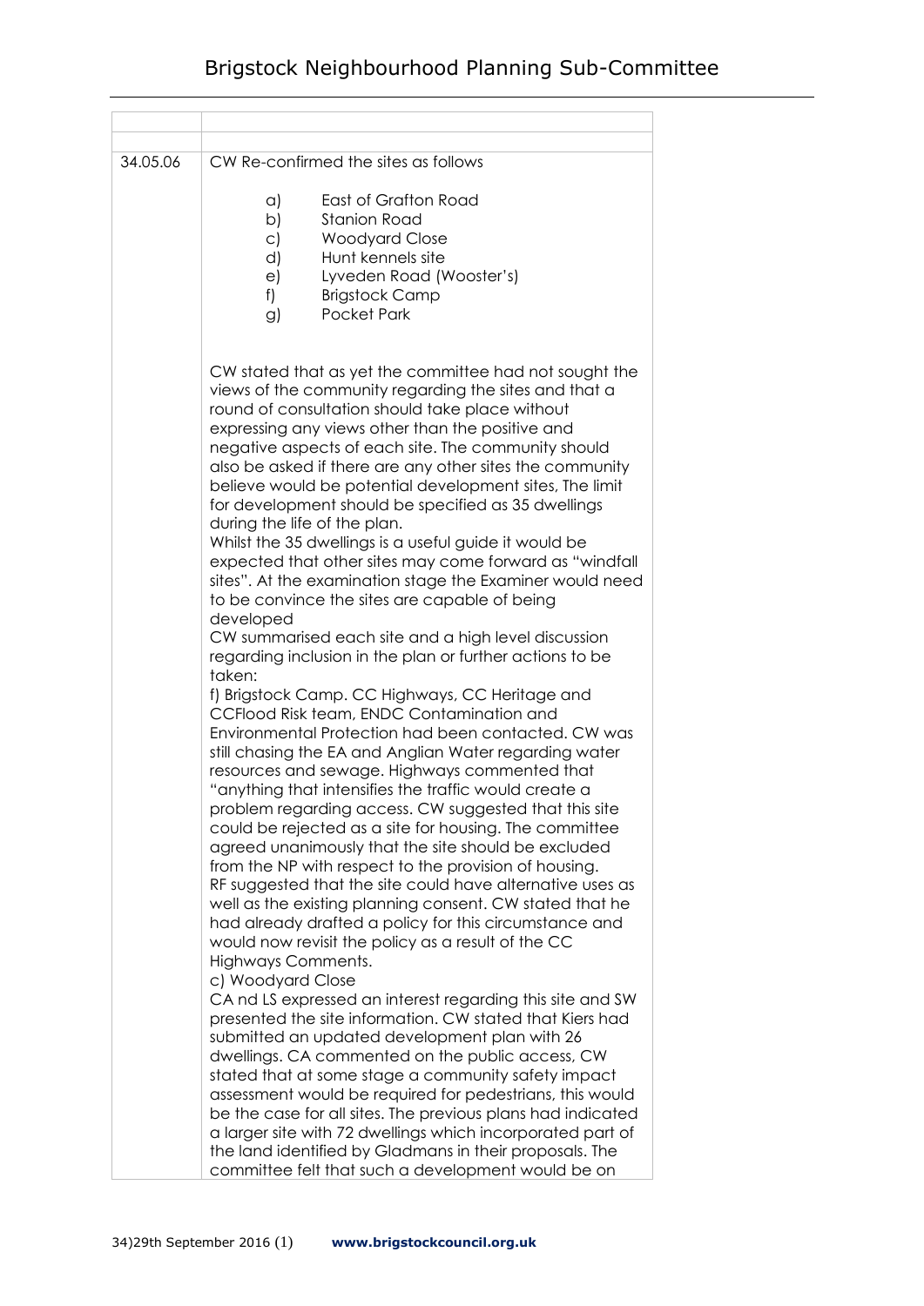| | |
|---|---|
| | |
| 34.05.06 | CW Re-confirmed the sites as follows<br><br>a) East of Grafton Road<br>b) Stanion Road<br>c) Woodyard Close<br>d) Hunt kennels site<br>e) Lyveden Road (Wooster's)<br>f) Brigstock Camp<br>g) Pocket Park<br><br>CW stated that as yet the committee had not sought the views of the community regarding the sites and that a round of consultation should take place without expressing any views other than the positive and negative aspects of each site. The community should also be asked if there are any other sites the community believe would be potential development sites, The limit for development should be specified as 35 dwellings during the life of the plan.<br>Whilst the 35 dwellings is a useful guide it would be expected that other sites may come forward as "windfall sites". At the examination stage the Examiner would need to be convince the sites are capable of being developed<br>CW summarised each site and a high level discussion regarding inclusion in the plan or further actions to be taken:<br>f) Brigstock Camp. CC Highways, CC Heritage and CCFlood Risk team, ENDC Contamination and Environmental Protection had been contacted. CW was still chasing the EA and Anglian Water regarding water resources and sewage. Highways commented that "anything that intensifies the traffic would create a problem regarding access. CW suggested that this site could be rejected as a site for housing. The committee agreed unanimously that the site should be excluded from the NP with respect to the provision of housing.<br>RF suggested that the site could have alternative uses as well as the existing planning consent. CW stated that he had already drafted a policy for this circumstance and would now revisit the policy as a result of the CC Highways Comments.<br>c) Woodyard Close<br>CA nd LS expressed an interest regarding this site and SW presented the site information. CW stated that Kiers had submitted an updated development plan with 26 dwellings. CA commented on the public access, CW stated that at some stage a community safety impact assessment would be required for pedestrians, this would be the case for all sites. The previous plans had indicated a larger site with 72 dwellings which incorporated part of the land identified by Gladmans in their proposals. The committee felt that such a development would be on |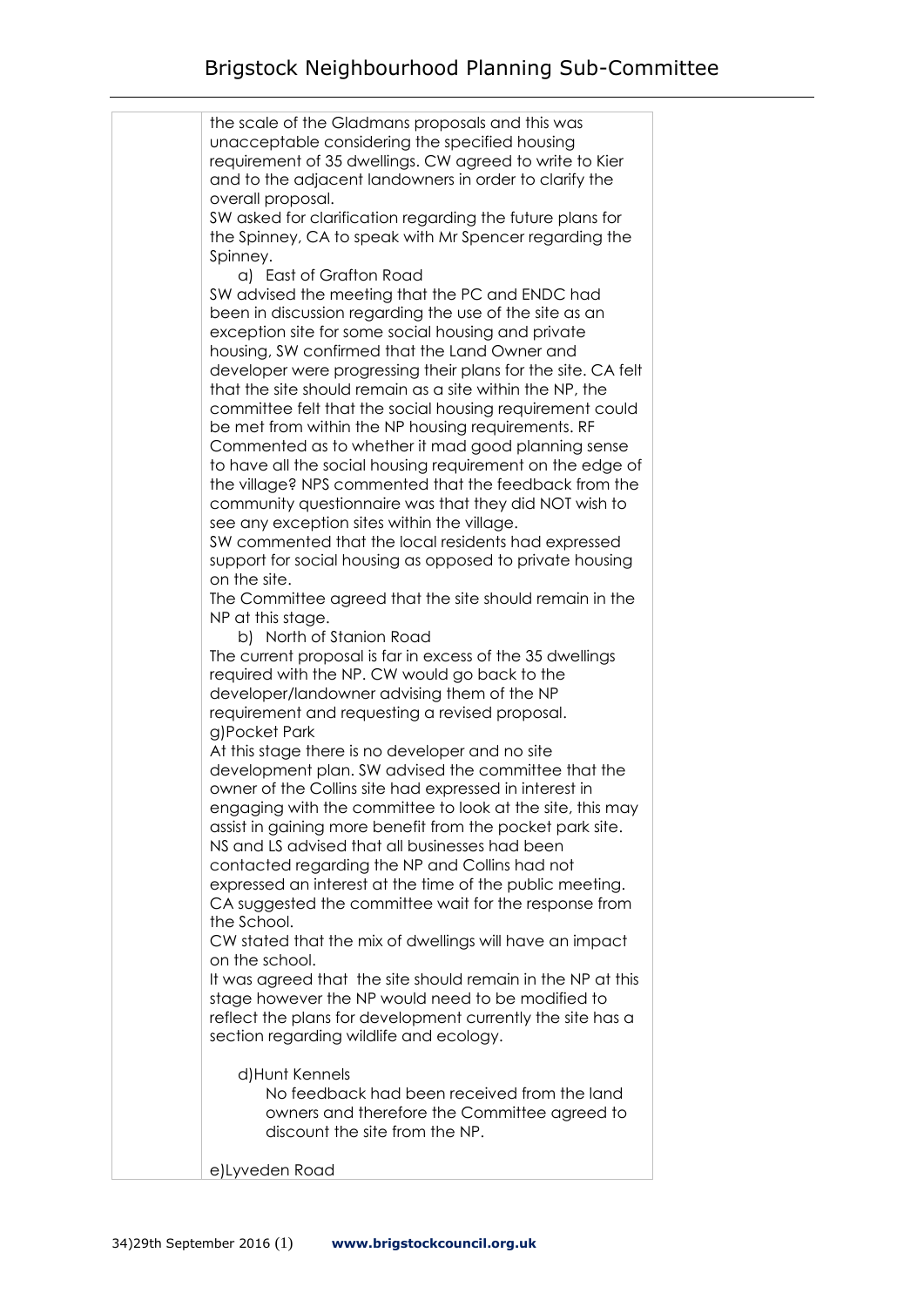the scale of the Gladmans proposals and this was unacceptable considering the specified housing requirement of 35 dwellings. CW agreed to write to Kier and to the adjacent landowners in order to clarify the overall proposal.
SW asked for clarification regarding the future plans for the Spinney, CA to speak with Mr Spencer regarding the Spinney.

a) East of Grafton Road

SW advised the meeting that the PC and ENDC had been in discussion regarding the use of the site as an exception site for some social housing and private housing, SW confirmed that the Land Owner and developer were progressing their plans for the site. CA felt that the site should remain as a site within the NP, the committee felt that the social housing requirement could be met from within the NP housing requirements. RF Commented as to whether it mad good planning sense to have all the social housing requirement on the edge of the village? NPS commented that the feedback from the community questionnaire was that they did NOT wish to see any exception sites within the village.
SW commented that the local residents had expressed support for social housing as opposed to private housing on the site.
The Committee agreed that the site should remain in the NP at this stage.

b) North of Stanion Road

The current proposal is far in excess of the 35 dwellings required with the NP. CW would go back to the developer/landowner advising them of the NP requirement and requesting a revised proposal.

g)Pocket Park

At this stage there is no developer and no site development plan. SW advised the committee that the owner of the Collins site had expressed in interest in engaging with the committee to look at the site, this may assist in gaining more benefit from the pocket park site.
NS and LS advised that all businesses had been contacted regarding the NP and Collins had not expressed an interest at the time of the public meeting.
CA suggested the committee wait for the response from the School.
CW stated that the mix of dwellings will have an impact on the school.
It was agreed that the site should remain in the NP at this stage however the NP would need to be modified to reflect the plans for development currently the site has a section regarding wildlife and ecology.

d)Hunt Kennels

No feedback had been received from the land owners and therefore the Committee agreed to discount the site from the NP.

e)Lyveden Road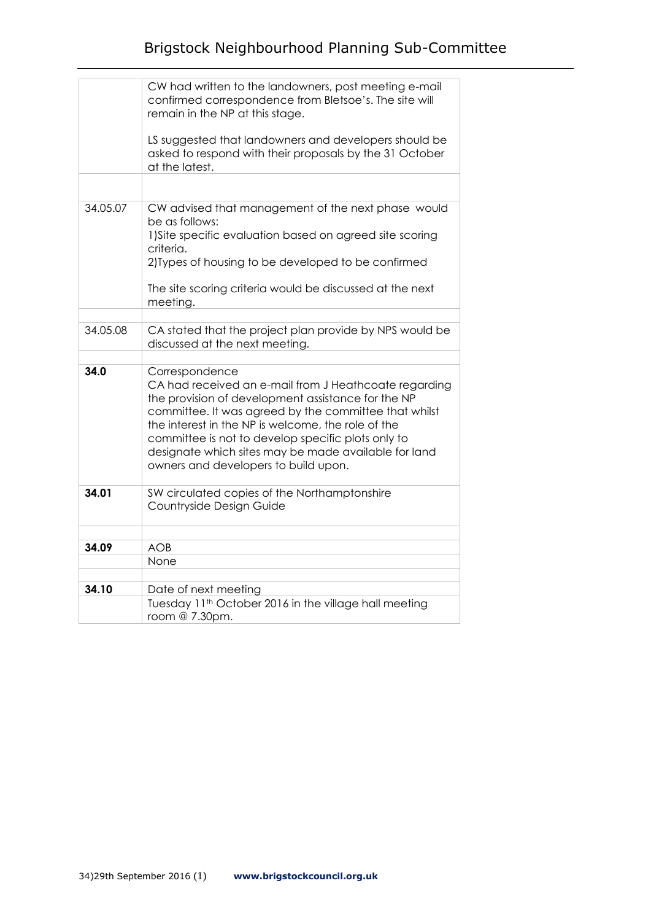| | |
|---|---|
| | CW had written to the landowners, post meeting e-mail confirmed correspondence from Bletsoe's. The site will remain in the NP at this stage.<br><br>LS suggested that landowners and developers should be asked to respond with their proposals by the 31 October at the latest. |
| | |
| 34.05.07 | CW advised that management of the next phase would be as follows:<br>1)Site specific evaluation based on agreed site scoring criteria.<br>2)Types of housing to be developed to be confirmed<br><br>The site scoring criteria would be discussed at the next meeting. |
| | |
| 34.05.08 | CA stated that the project plan provide by NPS would be discussed at the next meeting. |
| | |
| **34.0** | Correspondence<br>CA had received an e-mail from J Heathcoate regarding the provision of development assistance for the NP committee. It was agreed by the committee that whilst the interest in the NP is welcome, the role of the committee is not to develop specific plots only to designate which sites may be made available for land owners and developers to build upon. |
| **34.01** | SW circulated copies of the Northamptonshire Countryside Design Guide |
| | |
| **34.09** | AOB |
| | None |
| | |
| **34.10** | Date of next meeting |
| | Tuesday 11th October 2016 in the village hall meeting room @ 7.30pm. |